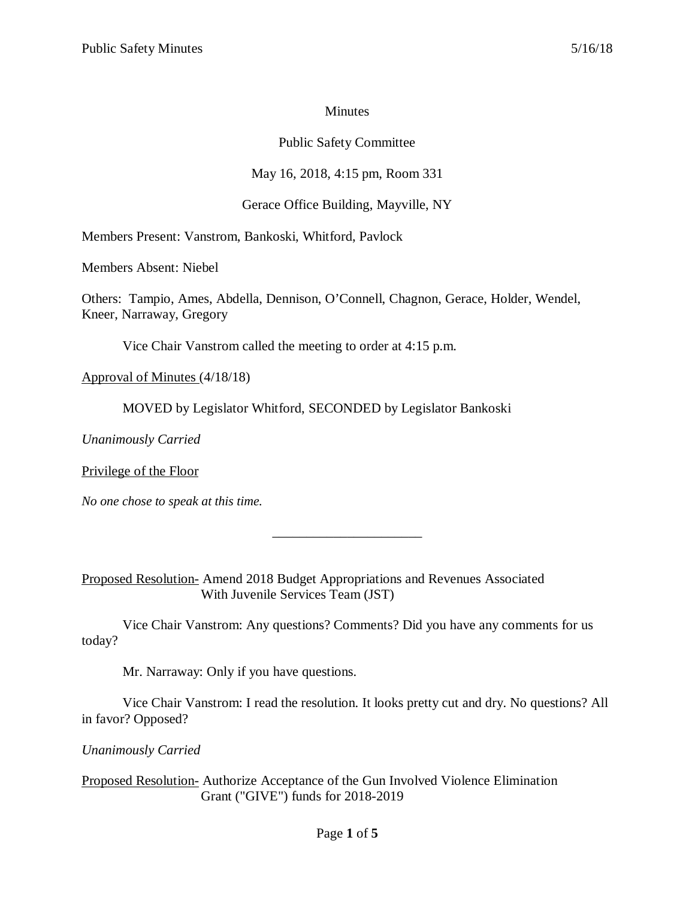Minutes

Public Safety Committee

May 16, 2018, 4:15 pm, Room 331

Gerace Office Building, Mayville, NY

Members Present: Vanstrom, Bankoski, Whitford, Pavlock

Members Absent: Niebel

Others: Tampio, Ames, Abdella, Dennison, O'Connell, Chagnon, Gerace, Holder, Wendel, Kneer, Narraway, Gregory

Vice Chair Vanstrom called the meeting to order at 4:15 p.m.

Approval of Minutes (4/18/18)

MOVED by Legislator Whitford, SECONDED by Legislator Bankoski

*Unanimously Carried*

Privilege of the Floor

*No one chose to speak at this time.*

---

Proposed Resolution- Amend 2018 Budget Appropriations and Revenues Associated With Juvenile Services Team (JST)

Vice Chair Vanstrom: Any questions? Comments? Did you have any comments for us today?

Mr. Narraway: Only if you have questions.

Vice Chair Vanstrom: I read the resolution. It looks pretty cut and dry. No questions? All in favor? Opposed?

*Unanimously Carried*

Proposed Resolution- Authorize Acceptance of the Gun Involved Violence Elimination Grant ("GIVE") funds for 2018-2019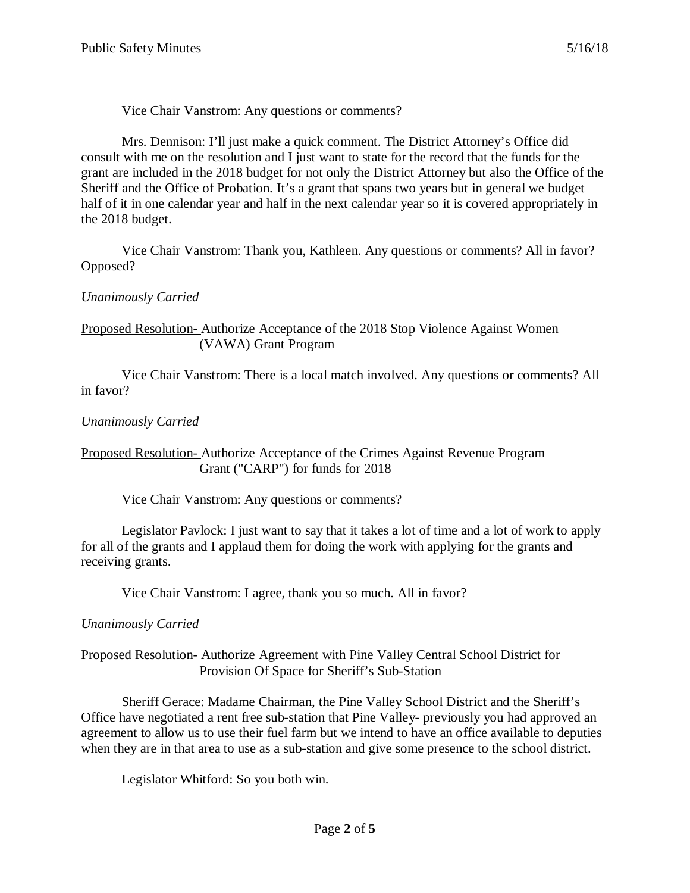Vice Chair Vanstrom: Any questions or comments?

Mrs. Dennison: I'll just make a quick comment. The District Attorney's Office did consult with me on the resolution and I just want to state for the record that the funds for the grant are included in the 2018 budget for not only the District Attorney but also the Office of the Sheriff and the Office of Probation. It's a grant that spans two years but in general we budget half of it in one calendar year and half in the next calendar year so it is covered appropriately in the 2018 budget.

Vice Chair Vanstrom: Thank you, Kathleen. Any questions or comments? All in favor? Opposed?

*Unanimously Carried*

<u>Proposed Resolution-</u> Authorize Acceptance of the 2018 Stop Violence Against Women (VAWA) Grant Program

Vice Chair Vanstrom: There is a local match involved. Any questions or comments? All in favor?

*Unanimously Carried*

<u>Proposed Resolution-</u> Authorize Acceptance of the Crimes Against Revenue Program Grant ("CARP") for funds for 2018

Vice Chair Vanstrom: Any questions or comments?

Legislator Pavlock: I just want to say that it takes a lot of time and a lot of work to apply for all of the grants and I applaud them for doing the work with applying for the grants and receiving grants.

Vice Chair Vanstrom: I agree, thank you so much. All in favor?

*Unanimously Carried*

<u>Proposed Resolution-</u> Authorize Agreement with Pine Valley Central School District for Provision Of Space for Sheriff's Sub-Station

Sheriff Gerace: Madame Chairman, the Pine Valley School District and the Sheriff's Office have negotiated a rent free sub-station that Pine Valley- previously you had approved an agreement to allow us to use their fuel farm but we intend to have an office available to deputies when they are in that area to use as a sub-station and give some presence to the school district.

Legislator Whitford: So you both win.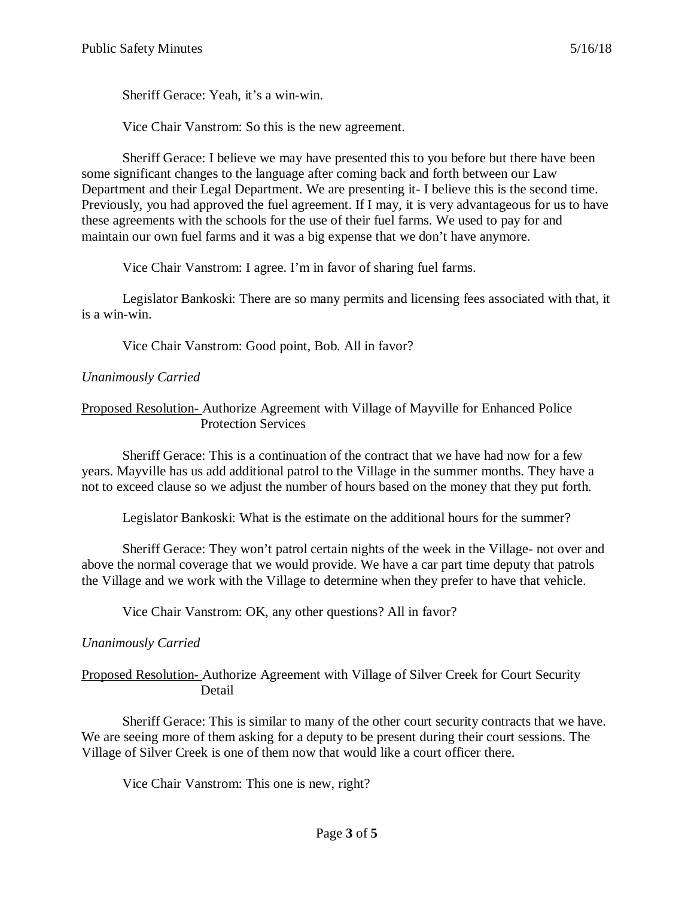Sheriff Gerace: Yeah, it's a win-win.

Vice Chair Vanstrom: So this is the new agreement.

Sheriff Gerace: I believe we may have presented this to you before but there have been some significant changes to the language after coming back and forth between our Law Department and their Legal Department. We are presenting it- I believe this is the second time. Previously, you had approved the fuel agreement. If I may, it is very advantageous for us to have these agreements with the schools for the use of their fuel farms. We used to pay for and maintain our own fuel farms and it was a big expense that we don't have anymore.

Vice Chair Vanstrom: I agree. I'm in favor of sharing fuel farms.

Legislator Bankoski: There are so many permits and licensing fees associated with that, it is a win-win.

Vice Chair Vanstrom: Good point, Bob. All in favor?

*Unanimously Carried*

<u>Proposed Resolution-</u> Authorize Agreement with Village of Mayville for Enhanced Police Protection Services

Sheriff Gerace: This is a continuation of the contract that we have had now for a few years. Mayville has us add additional patrol to the Village in the summer months. They have a not to exceed clause so we adjust the number of hours based on the money that they put forth.

Legislator Bankoski: What is the estimate on the additional hours for the summer?

Sheriff Gerace: They won't patrol certain nights of the week in the Village- not over and above the normal coverage that we would provide. We have a car part time deputy that patrols the Village and we work with the Village to determine when they prefer to have that vehicle.

Vice Chair Vanstrom: OK, any other questions? All in favor?

*Unanimously Carried*

<u>Proposed Resolution-</u> Authorize Agreement with Village of Silver Creek for Court Security Detail

Sheriff Gerace: This is similar to many of the other court security contracts that we have. We are seeing more of them asking for a deputy to be present during their court sessions. The Village of Silver Creek is one of them now that would like a court officer there.

Vice Chair Vanstrom: This one is new, right?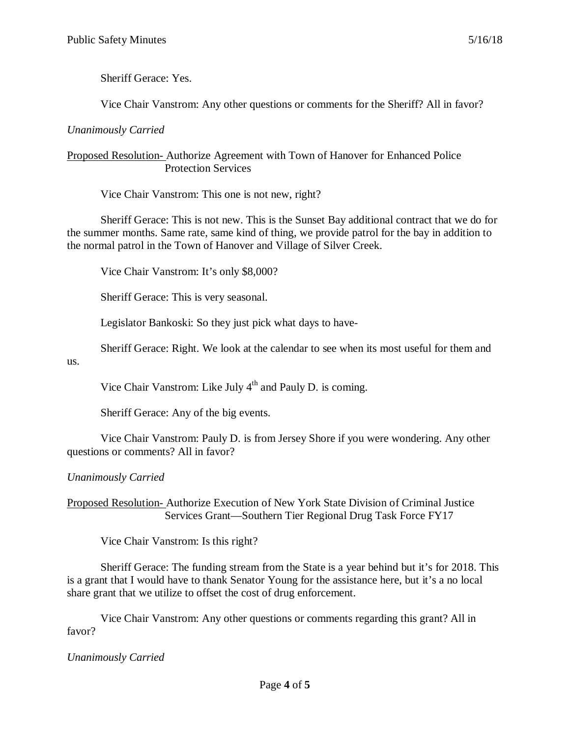Sheriff Gerace: Yes.

Vice Chair Vanstrom: Any other questions or comments for the Sheriff? All in favor?

*Unanimously Carried*

<u>Proposed Resolution-</u> Authorize Agreement with Town of Hanover for Enhanced Police Protection Services

Vice Chair Vanstrom: This one is not new, right?

Sheriff Gerace: This is not new. This is the Sunset Bay additional contract that we do for the summer months. Same rate, same kind of thing, we provide patrol for the bay in addition to the normal patrol in the Town of Hanover and Village of Silver Creek.

Vice Chair Vanstrom: It's only $8,000?

Sheriff Gerace: This is very seasonal.

Legislator Bankoski: So they just pick what days to have-

Sheriff Gerace: Right. We look at the calendar to see when its most useful for them and us.

Vice Chair Vanstrom: Like July 4th and Pauly D. is coming.

Sheriff Gerace: Any of the big events.

Vice Chair Vanstrom: Pauly D. is from Jersey Shore if you were wondering. Any other questions or comments? All in favor?

*Unanimously Carried*

<u>Proposed Resolution-</u> Authorize Execution of New York State Division of Criminal Justice Services Grant—Southern Tier Regional Drug Task Force FY17

Vice Chair Vanstrom: Is this right?

Sheriff Gerace: The funding stream from the State is a year behind but it's for 2018. This is a grant that I would have to thank Senator Young for the assistance here, but it's a no local share grant that we utilize to offset the cost of drug enforcement.

Vice Chair Vanstrom: Any other questions or comments regarding this grant? All in favor?

*Unanimously Carried*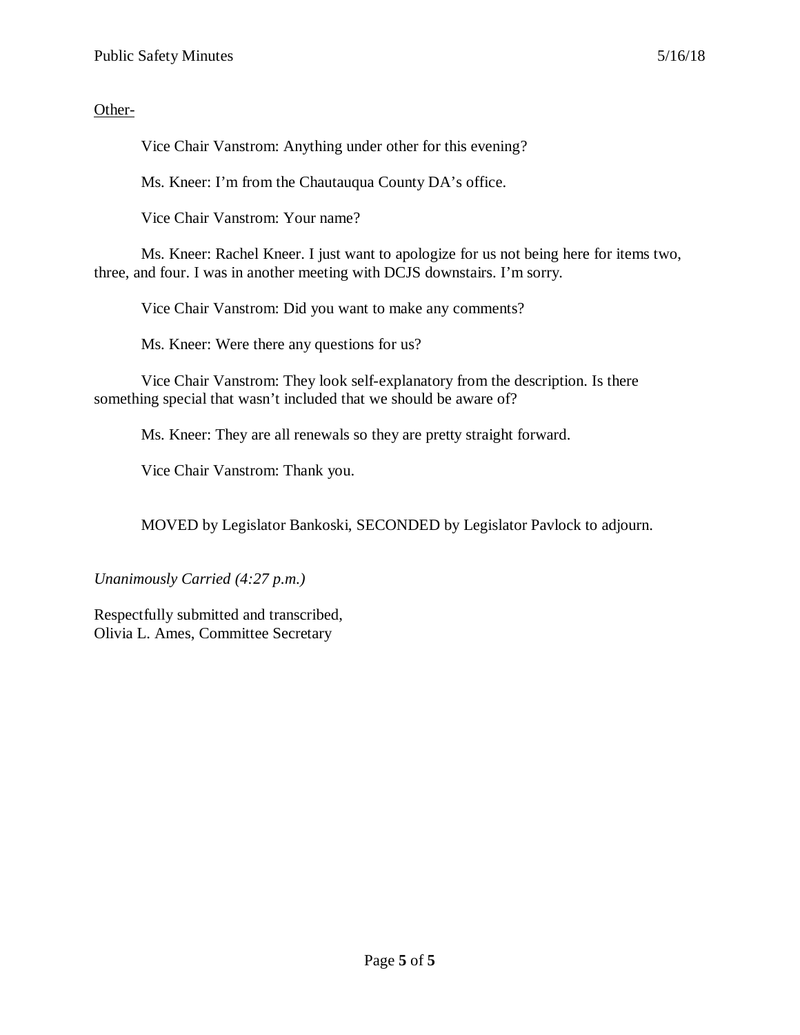Other-

Vice Chair Vanstrom: Anything under other for this evening?

Ms. Kneer: I'm from the Chautauqua County DA's office.

Vice Chair Vanstrom: Your name?

Ms. Kneer: Rachel Kneer. I just want to apologize for us not being here for items two, three, and four. I was in another meeting with DCJS downstairs. I'm sorry.

Vice Chair Vanstrom: Did you want to make any comments?

Ms. Kneer: Were there any questions for us?

Vice Chair Vanstrom: They look self-explanatory from the description. Is there something special that wasn't included that we should be aware of?

Ms. Kneer: They are all renewals so they are pretty straight forward.

Vice Chair Vanstrom: Thank you.

MOVED by Legislator Bankoski, SECONDED by Legislator Pavlock to adjourn.

*Unanimously Carried (4:27 p.m.)*

Respectfully submitted and transcribed,
Olivia L. Ames, Committee Secretary